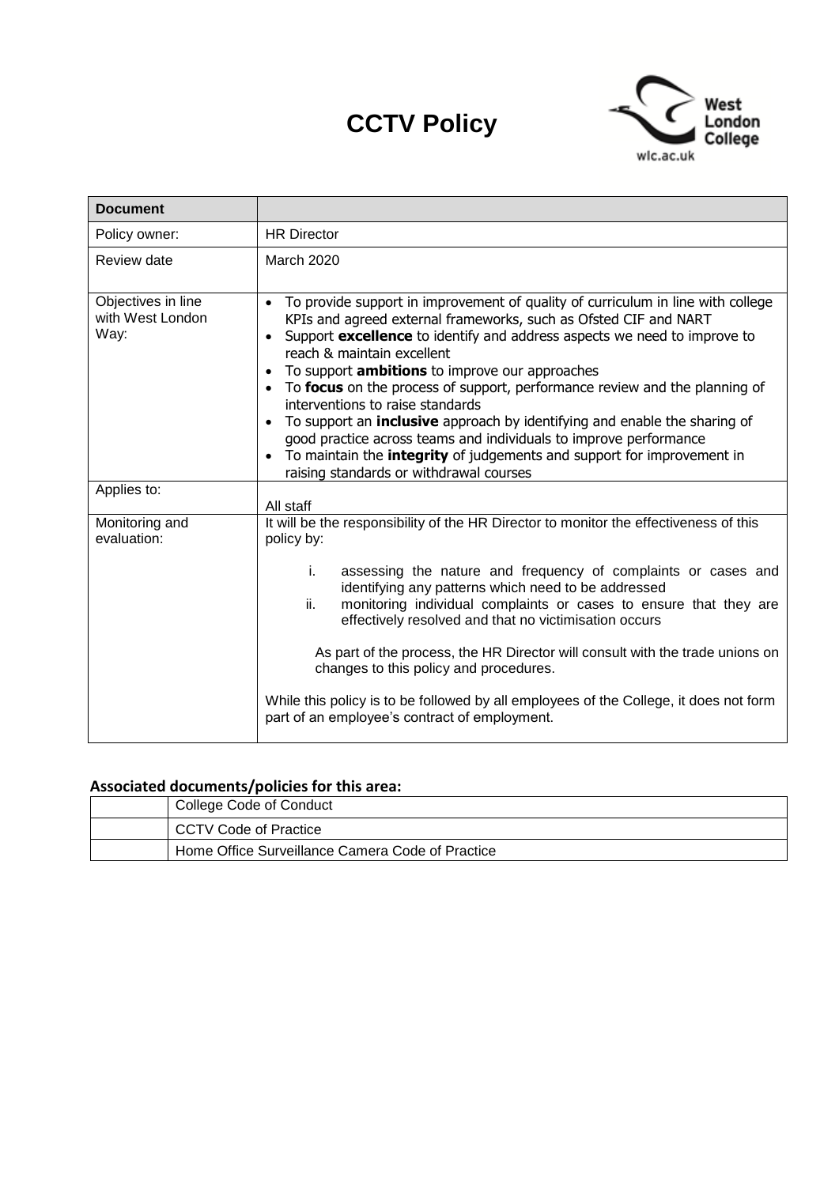# CCTV Policy

| Document | |
|---|---|
| Policy owner: | HR Director |
| Review date | March 2020 |
| Objectives in line with West London Way: | • To provide support in improvement of quality of curriculum in line with college KPIs and agreed external frameworks, such as Ofsted CIF and NART<br>• Support **excellence** to identify and address aspects we need to improve to reach & maintain excellent<br>• To support **ambitions** to improve our approaches<br>• To **focus** on the process of support, performance review and the planning of interventions to raise standards<br>• To support an **inclusive** approach by identifying and enable the sharing of good practice across teams and individuals to improve performance<br>• To maintain the **integrity** of judgements and support for improvement in raising standards or withdrawal courses |
| Applies to: | All staff |
| Monitoring and evaluation: | It will be the responsibility of the HR Director to monitor the effectiveness of this policy by:<br>i. assessing the nature and frequency of complaints or cases and identifying any patterns which need to be addressed<br>ii. monitoring individual complaints or cases to ensure that they are effectively resolved and that no victimisation occurs<br>As part of the process, the HR Director will consult with the trade unions on changes to this policy and procedures.<br>While this policy is to be followed by all employees of the College, it does not form part of an employee's contract of employment. |

**Associated documents/policies for this area:**

| | |
|---|---|
| | College Code of Conduct |
| | CCTV Code of Practice |
| | Home Office Surveillance Camera Code of Practice |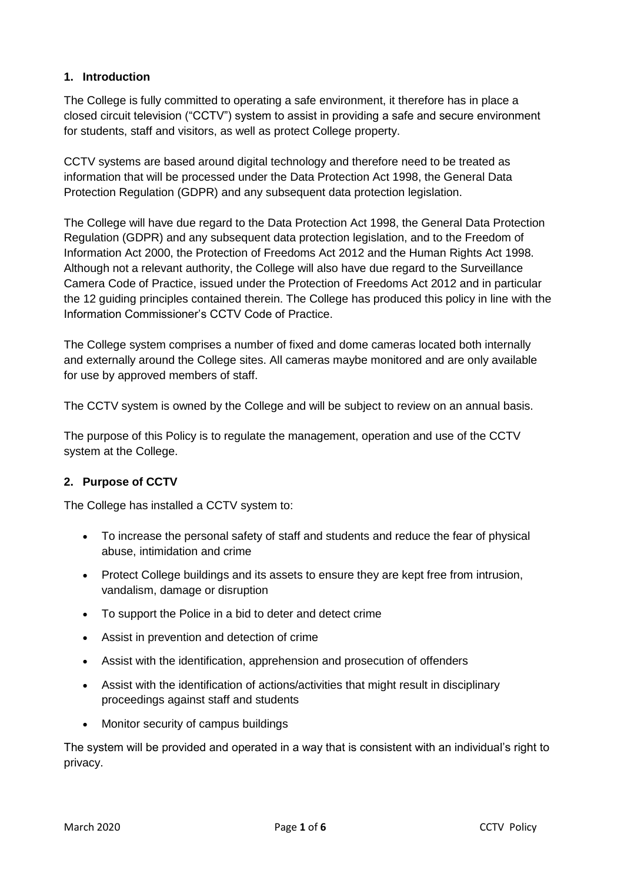## 1. Introduction

The College is fully committed to operating a safe environment, it therefore has in place a closed circuit television ("CCTV") system to assist in providing a safe and secure environment for students, staff and visitors, as well as protect College property.

CCTV systems are based around digital technology and therefore need to be treated as information that will be processed under the Data Protection Act 1998, the General Data Protection Regulation (GDPR) and any subsequent data protection legislation.

The College will have due regard to the Data Protection Act 1998, the General Data Protection Regulation (GDPR) and any subsequent data protection legislation, and to the Freedom of Information Act 2000, the Protection of Freedoms Act 2012 and the Human Rights Act 1998. Although not a relevant authority, the College will also have due regard to the Surveillance Camera Code of Practice, issued under the Protection of Freedoms Act 2012 and in particular the 12 guiding principles contained therein. The College has produced this policy in line with the Information Commissioner's CCTV Code of Practice.

The College system comprises a number of fixed and dome cameras located both internally and externally around the College sites. All cameras maybe monitored and are only available for use by approved members of staff.

The CCTV system is owned by the College and will be subject to review on an annual basis.

The purpose of this Policy is to regulate the management, operation and use of the CCTV system at the College.

## 2. Purpose of CCTV

The College has installed a CCTV system to:

- To increase the personal safety of staff and students and reduce the fear of physical abuse, intimidation and crime
- Protect College buildings and its assets to ensure they are kept free from intrusion, vandalism, damage or disruption
- To support the Police in a bid to deter and detect crime
- Assist in prevention and detection of crime
- Assist with the identification, apprehension and prosecution of offenders
- Assist with the identification of actions/activities that might result in disciplinary proceedings against staff and students
- Monitor security of campus buildings

The system will be provided and operated in a way that is consistent with an individual's right to privacy.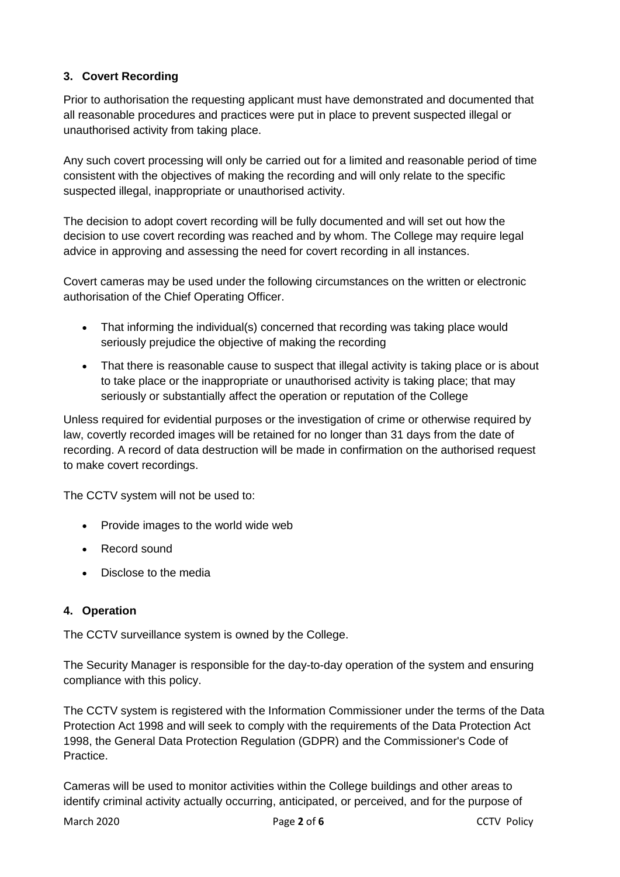### 3. Covert Recording

Prior to authorisation the requesting applicant must have demonstrated and documented that all reasonable procedures and practices were put in place to prevent suspected illegal or unauthorised activity from taking place.

Any such covert processing will only be carried out for a limited and reasonable period of time consistent with the objectives of making the recording and will only relate to the specific suspected illegal, inappropriate or unauthorised activity.

The decision to adopt covert recording will be fully documented and will set out how the decision to use covert recording was reached and by whom. The College may require legal advice in approving and assessing the need for covert recording in all instances.

Covert cameras may be used under the following circumstances on the written or electronic authorisation of the Chief Operating Officer.

- That informing the individual(s) concerned that recording was taking place would seriously prejudice the objective of making the recording
- That there is reasonable cause to suspect that illegal activity is taking place or is about to take place or the inappropriate or unauthorised activity is taking place; that may seriously or substantially affect the operation or reputation of the College

Unless required for evidential purposes or the investigation of crime or otherwise required by law, covertly recorded images will be retained for no longer than 31 days from the date of recording. A record of data destruction will be made in confirmation on the authorised request to make covert recordings.

The CCTV system will not be used to:

- Provide images to the world wide web
- Record sound
- Disclose to the media

### 4. Operation

The CCTV surveillance system is owned by the College.

The Security Manager is responsible for the day-to-day operation of the system and ensuring compliance with this policy.

The CCTV system is registered with the Information Commissioner under the terms of the Data Protection Act 1998 and will seek to comply with the requirements of the Data Protection Act 1998, the General Data Protection Regulation (GDPR) and the Commissioner's Code of Practice.

Cameras will be used to monitor activities within the College buildings and other areas to identify criminal activity actually occurring, anticipated, or perceived, and for the purpose of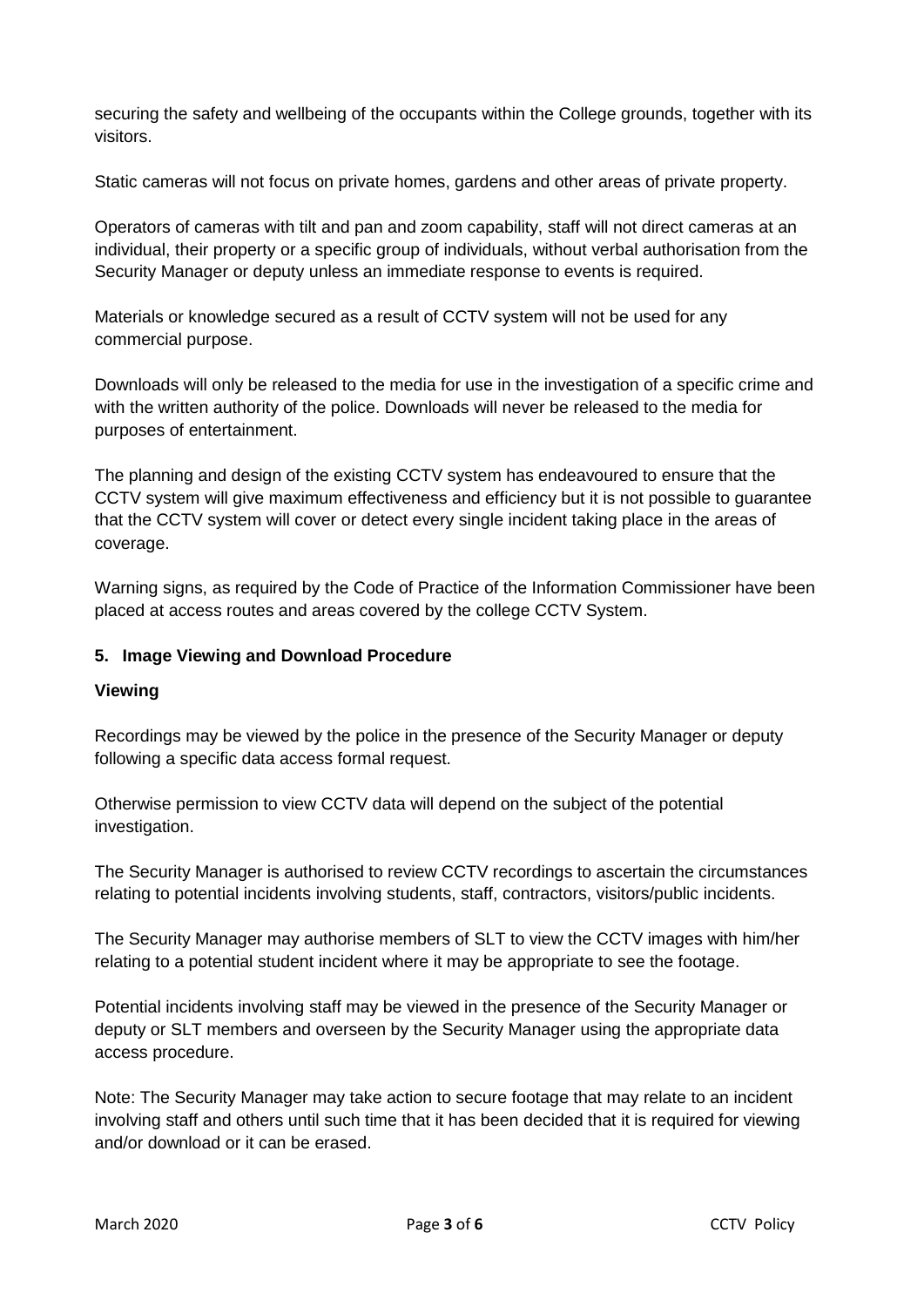securing the safety and wellbeing of the occupants within the College grounds, together with its visitors.

Static cameras will not focus on private homes, gardens and other areas of private property.

Operators of cameras with tilt and pan and zoom capability, staff will not direct cameras at an individual, their property or a specific group of individuals, without verbal authorisation from the Security Manager or deputy unless an immediate response to events is required.

Materials or knowledge secured as a result of CCTV system will not be used for any commercial purpose.

Downloads will only be released to the media for use in the investigation of a specific crime and with the written authority of the police. Downloads will never be released to the media for purposes of entertainment.

The planning and design of the existing CCTV system has endeavoured to ensure that the CCTV system will give maximum effectiveness and efficiency but it is not possible to guarantee that the CCTV system will cover or detect every single incident taking place in the areas of coverage.

Warning signs, as required by the Code of Practice of the Information Commissioner have been placed at access routes and areas covered by the college CCTV System.

## 5. Image Viewing and Download Procedure

### Viewing

Recordings may be viewed by the police in the presence of the Security Manager or deputy following a specific data access formal request.

Otherwise permission to view CCTV data will depend on the subject of the potential investigation.

The Security Manager is authorised to review CCTV recordings to ascertain the circumstances relating to potential incidents involving students, staff, contractors, visitors/public incidents.

The Security Manager may authorise members of SLT to view the CCTV images with him/her relating to a potential student incident where it may be appropriate to see the footage.

Potential incidents involving staff may be viewed in the presence of the Security Manager or deputy or SLT members and overseen by the Security Manager using the appropriate data access procedure.

Note: The Security Manager may take action to secure footage that may relate to an incident involving staff and others until such time that it has been decided that it is required for viewing and/or download or it can be erased.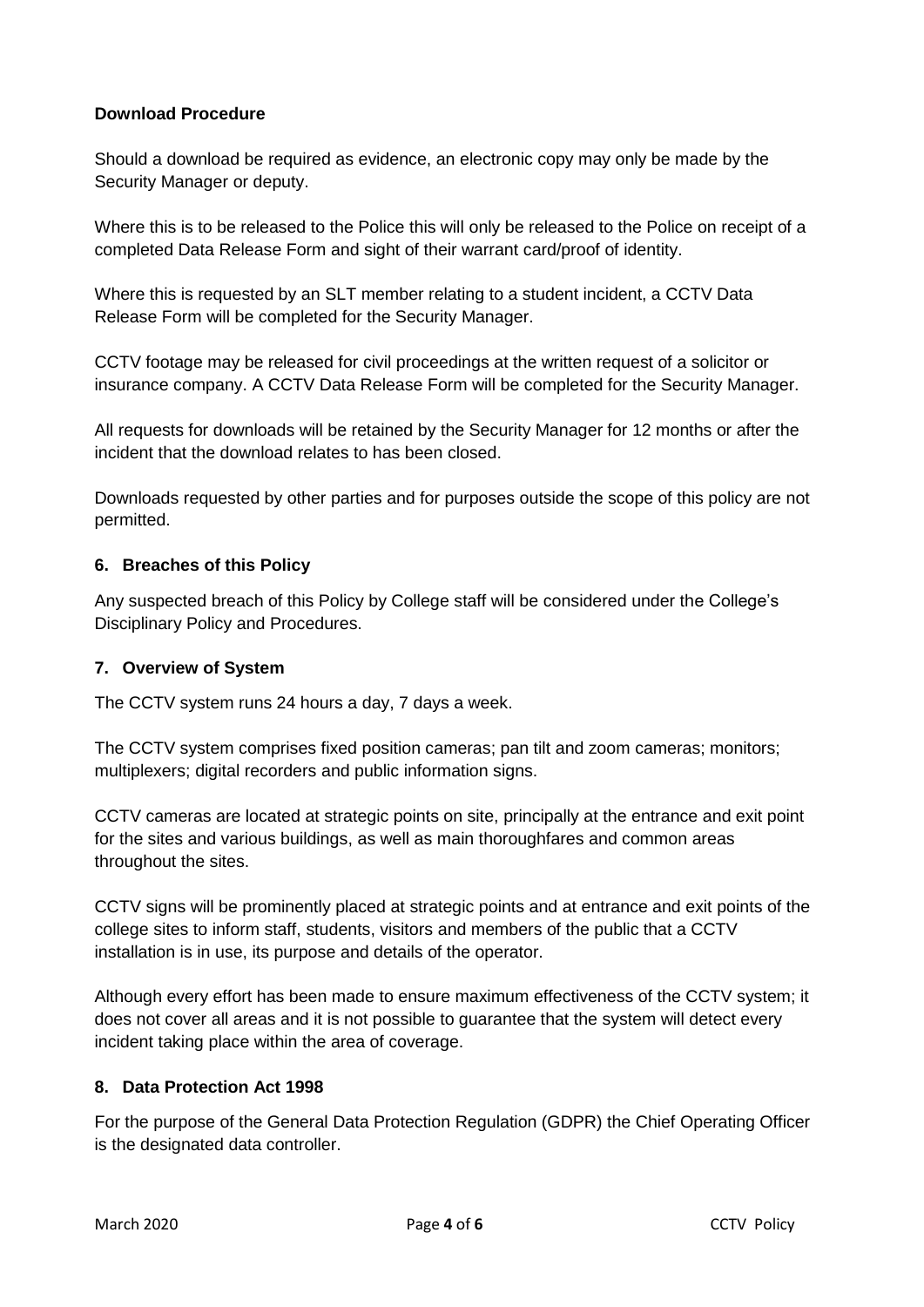**Download Procedure**

Should a download be required as evidence, an electronic copy may only be made by the Security Manager or deputy.

Where this is to be released to the Police this will only be released to the Police on receipt of a completed Data Release Form and sight of their warrant card/proof of identity.

Where this is requested by an SLT member relating to a student incident, a CCTV Data Release Form will be completed for the Security Manager.

CCTV footage may be released for civil proceedings at the written request of a solicitor or insurance company. A CCTV Data Release Form will be completed for the Security Manager.

All requests for downloads will be retained by the Security Manager for 12 months or after the incident that the download relates to has been closed.

Downloads requested by other parties and for purposes outside the scope of this policy are not permitted.

## 6. Breaches of this Policy

Any suspected breach of this Policy by College staff will be considered under the College's Disciplinary Policy and Procedures.

## 7. Overview of System

The CCTV system runs 24 hours a day, 7 days a week.

The CCTV system comprises fixed position cameras; pan tilt and zoom cameras; monitors; multiplexers; digital recorders and public information signs.

CCTV cameras are located at strategic points on site, principally at the entrance and exit point for the sites and various buildings, as well as main thoroughfares and common areas throughout the sites.

CCTV signs will be prominently placed at strategic points and at entrance and exit points of the college sites to inform staff, students, visitors and members of the public that a CCTV installation is in use, its purpose and details of the operator.

Although every effort has been made to ensure maximum effectiveness of the CCTV system; it does not cover all areas and it is not possible to guarantee that the system will detect every incident taking place within the area of coverage.

## 8. Data Protection Act 1998

For the purpose of the General Data Protection Regulation (GDPR) the Chief Operating Officer is the designated data controller.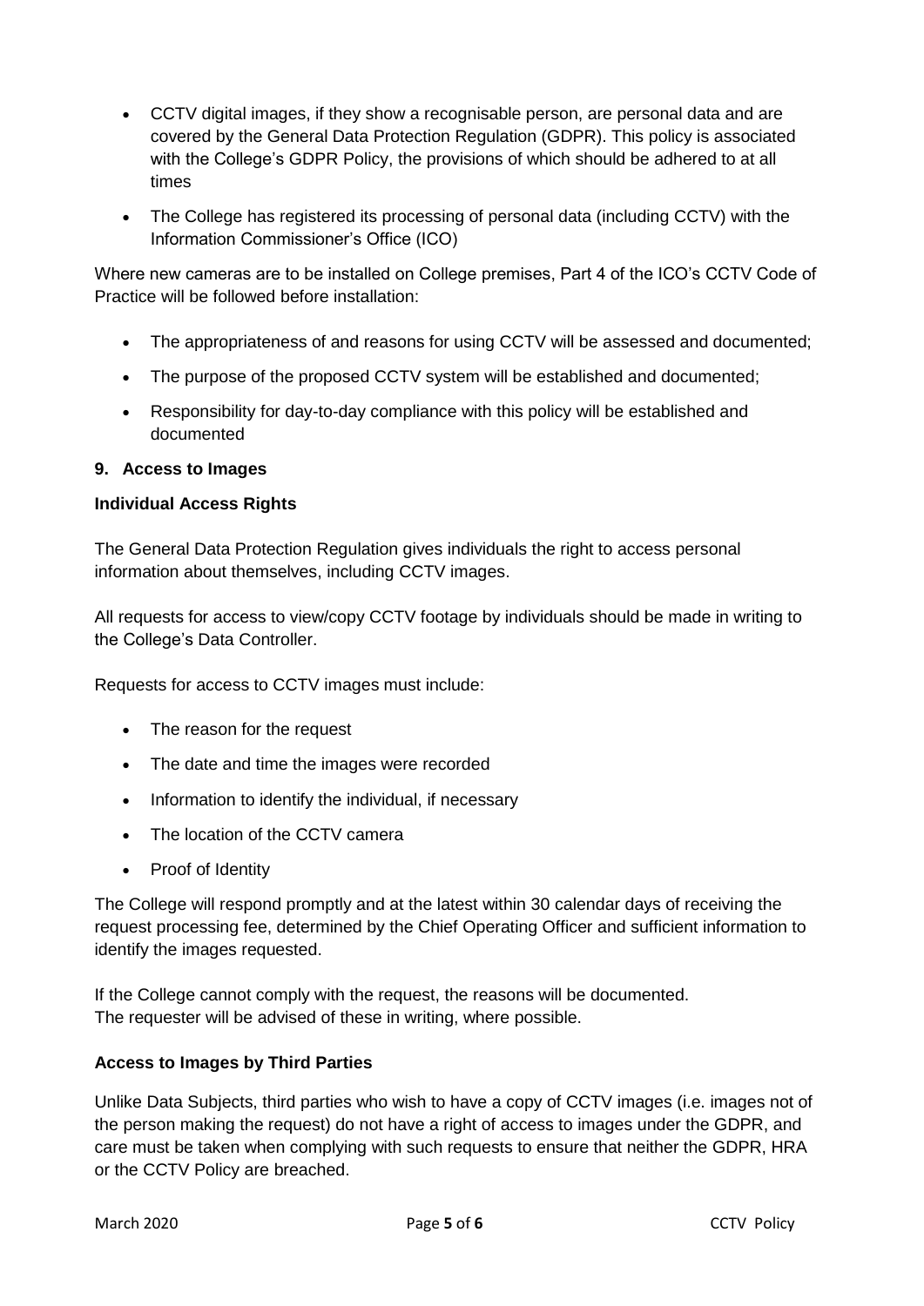- CCTV digital images, if they show a recognisable person, are personal data and are covered by the General Data Protection Regulation (GDPR). This policy is associated with the College's GDPR Policy, the provisions of which should be adhered to at all times
- The College has registered its processing of personal data (including CCTV) with the Information Commissioner's Office (ICO)

Where new cameras are to be installed on College premises, Part 4 of the ICO's CCTV Code of Practice will be followed before installation:

- The appropriateness of and reasons for using CCTV will be assessed and documented;
- The purpose of the proposed CCTV system will be established and documented;
- Responsibility for day-to-day compliance with this policy will be established and documented

**9. Access to Images**

**Individual Access Rights**

The General Data Protection Regulation gives individuals the right to access personal information about themselves, including CCTV images.

All requests for access to view/copy CCTV footage by individuals should be made in writing to the College's Data Controller.

Requests for access to CCTV images must include:

- The reason for the request
- The date and time the images were recorded
- Information to identify the individual, if necessary
- The location of the CCTV camera
- Proof of Identity

The College will respond promptly and at the latest within 30 calendar days of receiving the request processing fee, determined by the Chief Operating Officer and sufficient information to identify the images requested.

If the College cannot comply with the request, the reasons will be documented.
The requester will be advised of these in writing, where possible.

**Access to Images by Third Parties**

Unlike Data Subjects, third parties who wish to have a copy of CCTV images (i.e. images not of the person making the request) do not have a right of access to images under the GDPR, and care must be taken when complying with such requests to ensure that neither the GDPR, HRA or the CCTV Policy are breached.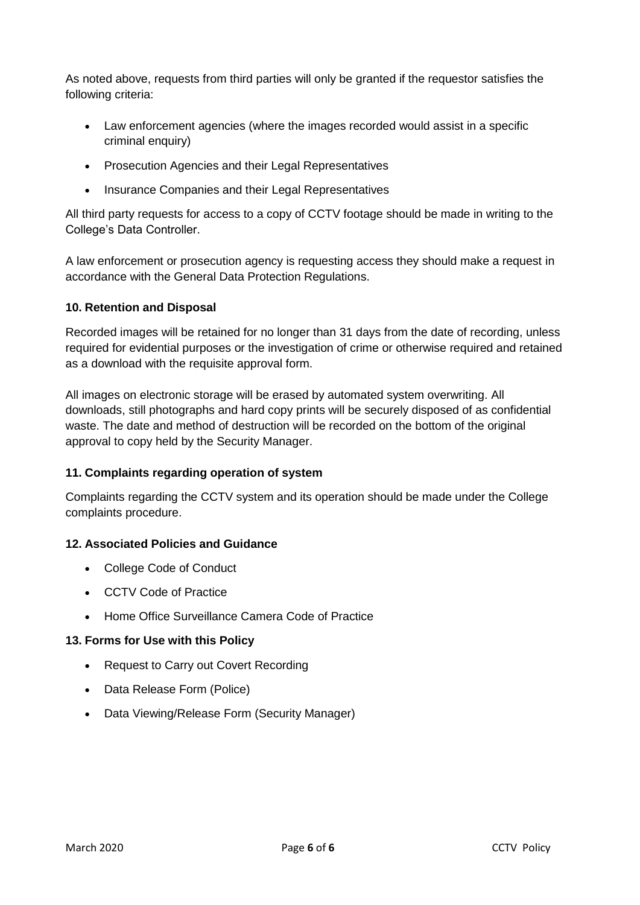As noted above, requests from third parties will only be granted if the requestor satisfies the following criteria:

- Law enforcement agencies (where the images recorded would assist in a specific criminal enquiry)
- Prosecution Agencies and their Legal Representatives
- Insurance Companies and their Legal Representatives

All third party requests for access to a copy of CCTV footage should be made in writing to the College's Data Controller.

A law enforcement or prosecution agency is requesting access they should make a request in accordance with the General Data Protection Regulations.

### 10. Retention and Disposal

Recorded images will be retained for no longer than 31 days from the date of recording, unless required for evidential purposes or the investigation of crime or otherwise required and retained as a download with the requisite approval form.

All images on electronic storage will be erased by automated system overwriting. All downloads, still photographs and hard copy prints will be securely disposed of as confidential waste. The date and method of destruction will be recorded on the bottom of the original approval to copy held by the Security Manager.

### 11. Complaints regarding operation of system

Complaints regarding the CCTV system and its operation should be made under the College complaints procedure.

### 12. Associated Policies and Guidance

- College Code of Conduct
- CCTV Code of Practice
- Home Office Surveillance Camera Code of Practice

### 13. Forms for Use with this Policy

- Request to Carry out Covert Recording
- Data Release Form (Police)
- Data Viewing/Release Form (Security Manager)